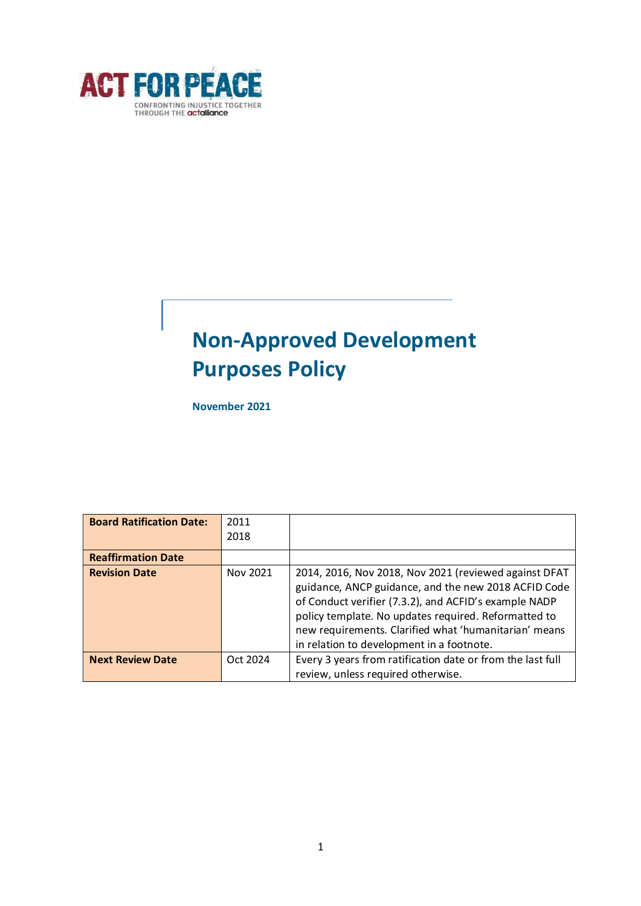ACT FOR PEACE

CONFRONTING INJUSTICE TOGETHER THROUGH THE actalliance

# Non-Approved Development Purposes Policy

**November 2021**

| **Board Ratification Date:** | 2011<br>2018 | |
|---|---|---|
| **Reaffirmation Date** | | |
| **Revision Date** | Nov 2021 | 2014, 2016, Nov 2018, Nov 2021 (reviewed against DFAT guidance, ANCP guidance, and the new 2018 ACFID Code of Conduct verifier (7.3.2), and ACFID's example NADP policy template. No updates required. Reformatted to new requirements. Clarified what 'humanitarian' means in relation to development in a footnote. |
| **Next Review Date** | Oct 2024 | Every 3 years from ratification date or from the last full review, unless required otherwise. |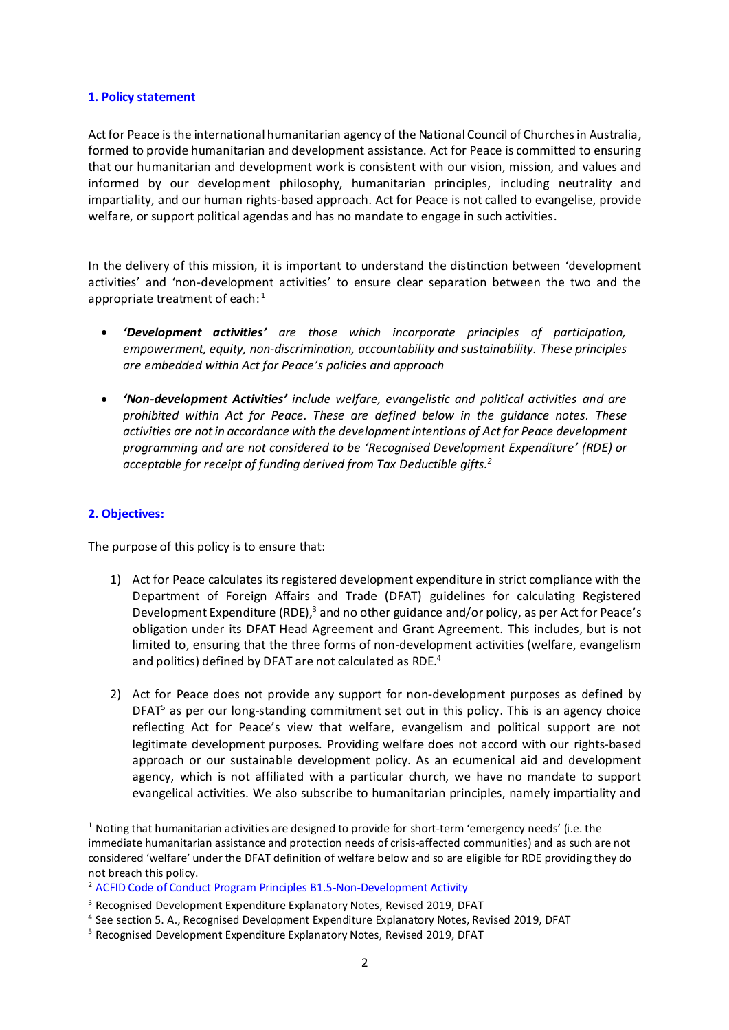## 1. Policy statement

Act for Peace is the international humanitarian agency of the National Council of Churches in Australia, formed to provide humanitarian and development assistance. Act for Peace is committed to ensuring that our humanitarian and development work is consistent with our vision, mission, and values and informed by our development philosophy, humanitarian principles, including neutrality and impartiality, and our human rights-based approach. Act for Peace is not called to evangelise, provide welfare, or support political agendas and has no mandate to engage in such activities.

In the delivery of this mission, it is important to understand the distinction between 'development activities' and 'non-development activities' to ensure clear separation between the two and the appropriate treatment of each:[1]

- ***'Development activities'*** *are those which incorporate principles of participation, empowerment, equity, non-discrimination, accountability and sustainability. These principles are embedded within Act for Peace's policies and approach*
- ***'Non-development Activities'*** *include welfare, evangelistic and political activities and are prohibited within Act for Peace. These are defined below in the guidance notes. These activities are not in accordance with the development intentions of Act for Peace development programming and are not considered to be 'Recognised Development Expenditure' (RDE) or acceptable for receipt of funding derived from Tax Deductible gifts.*[2]

## 2. Objectives:

The purpose of this policy is to ensure that:

1) Act for Peace calculates its registered development expenditure in strict compliance with the Department of Foreign Affairs and Trade (DFAT) guidelines for calculating Registered Development Expenditure (RDE),[3] and no other guidance and/or policy, as per Act for Peace's obligation under its DFAT Head Agreement and Grant Agreement. This includes, but is not limited to, ensuring that the three forms of non-development activities (welfare, evangelism and politics) defined by DFAT are not calculated as RDE.[4]
2) Act for Peace does not provide any support for non-development purposes as defined by DFAT[5] as per our long-standing commitment set out in this policy. This is an agency choice reflecting Act for Peace's view that welfare, evangelism and political support are not legitimate development purposes. Providing welfare does not accord with our rights-based approach or our sustainable development policy. As an ecumenical aid and development agency, which is not affiliated with a particular church, we have no mandate to support evangelical activities. We also subscribe to humanitarian principles, namely impartiality and

---

[1] Noting that humanitarian activities are designed to provide for short-term 'emergency needs' (i.e. the immediate humanitarian assistance and protection needs of crisis-affected communities) and as such are not considered 'welfare' under the DFAT definition of welfare below and so are eligible for RDE providing they do not breach this policy.

[2] ACFID Code of Conduct Program Principles B1.5-Non-Development Activity

[3] Recognised Development Expenditure Explanatory Notes, Revised 2019, DFAT

[4] See section 5. A., Recognised Development Expenditure Explanatory Notes, Revised 2019, DFAT

[5] Recognised Development Expenditure Explanatory Notes, Revised 2019, DFAT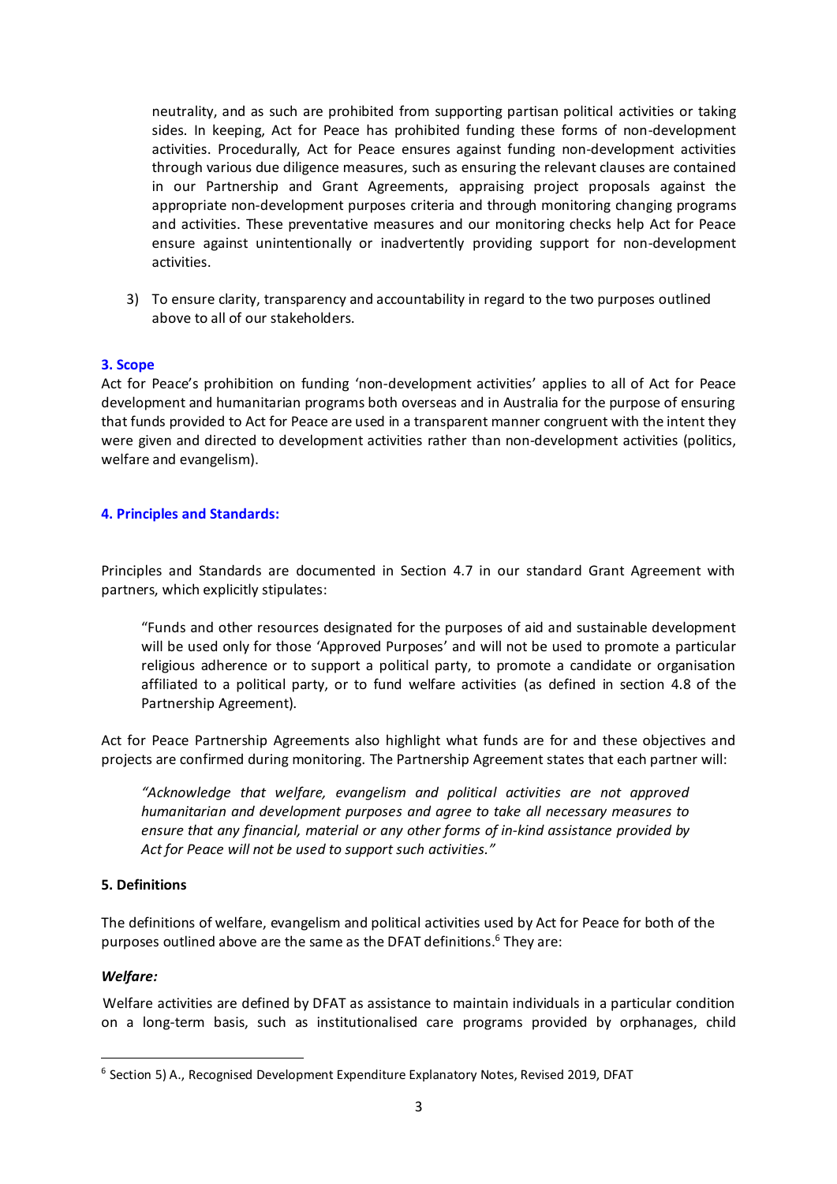neutrality, and as such are prohibited from supporting partisan political activities or taking sides. In keeping, Act for Peace has prohibited funding these forms of non-development activities. Procedurally, Act for Peace ensures against funding non-development activities through various due diligence measures, such as ensuring the relevant clauses are contained in our Partnership and Grant Agreements, appraising project proposals against the appropriate non-development purposes criteria and through monitoring changing programs and activities. These preventative measures and our monitoring checks help Act for Peace ensure against unintentionally or inadvertently providing support for non-development activities.

3) To ensure clarity, transparency and accountability in regard to the two purposes outlined above to all of our stakeholders.

## 3. Scope

Act for Peace's prohibition on funding 'non-development activities' applies to all of Act for Peace development and humanitarian programs both overseas and in Australia for the purpose of ensuring that funds provided to Act for Peace are used in a transparent manner congruent with the intent they were given and directed to development activities rather than non-development activities (politics, welfare and evangelism).

## 4. Principles and Standards:

Principles and Standards are documented in Section 4.7 in our standard Grant Agreement with partners, which explicitly stipulates:

> "Funds and other resources designated for the purposes of aid and sustainable development will be used only for those 'Approved Purposes' and will not be used to promote a particular religious adherence or to support a political party, to promote a candidate or organisation affiliated to a political party, or to fund welfare activities (as defined in section 4.8 of the Partnership Agreement).

Act for Peace Partnership Agreements also highlight what funds are for and these objectives and projects are confirmed during monitoring. The Partnership Agreement states that each partner will:

> *"Acknowledge that welfare, evangelism and political activities are not approved humanitarian and development purposes and agree to take all necessary measures to ensure that any financial, material or any other forms of in-kind assistance provided by Act for Peace will not be used to support such activities."*

## 5. Definitions

The definitions of welfare, evangelism and political activities used by Act for Peace for both of the purposes outlined above are the same as the DFAT definitions.[6] They are:

### *Welfare:*

Welfare activities are defined by DFAT as assistance to maintain individuals in a particular condition on a long-term basis, such as institutionalised care programs provided by orphanages, child

[6] Section 5) A., Recognised Development Expenditure Explanatory Notes, Revised 2019, DFAT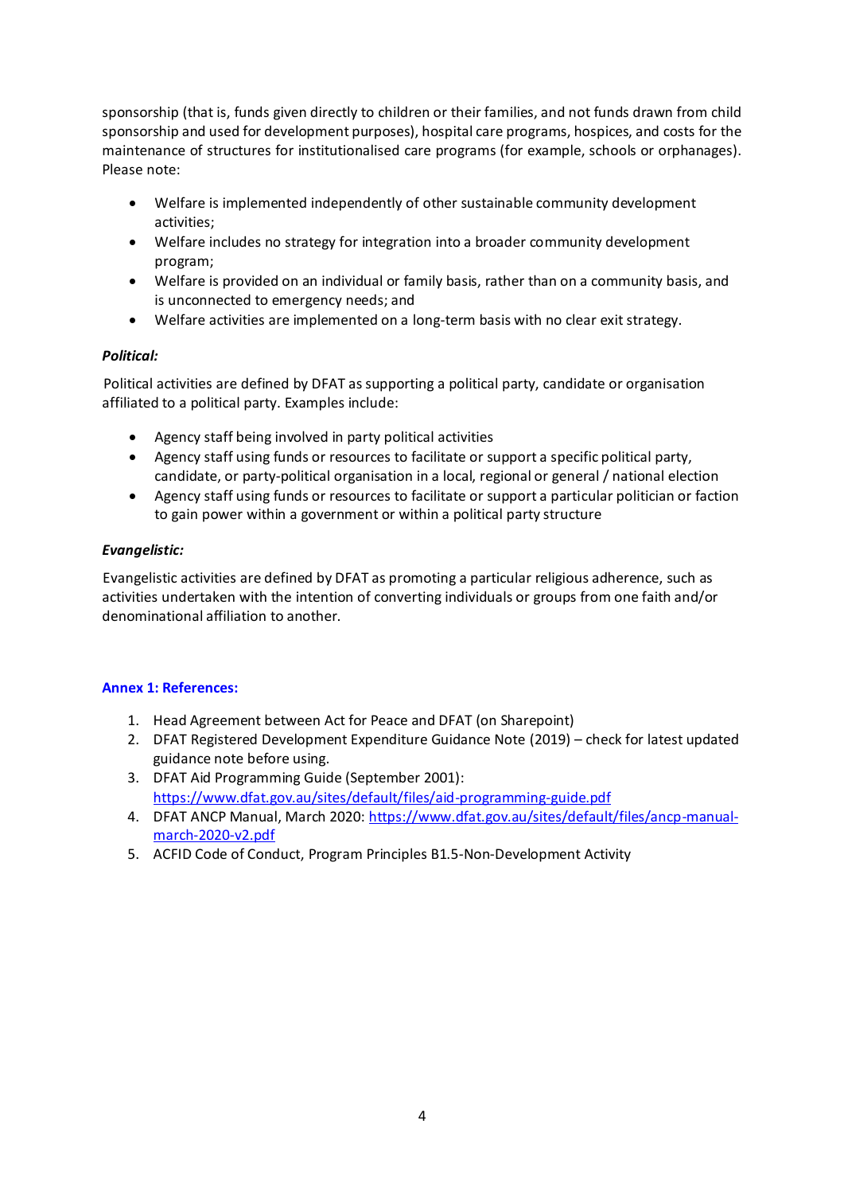sponsorship (that is, funds given directly to children or their families, and not funds drawn from child sponsorship and used for development purposes), hospital care programs, hospices, and costs for the maintenance of structures for institutionalised care programs (for example, schools or orphanages). Please note:

- Welfare is implemented independently of other sustainable community development activities;
- Welfare includes no strategy for integration into a broader community development program;
- Welfare is provided on an individual or family basis, rather than on a community basis, and is unconnected to emergency needs; and
- Welfare activities are implemented on a long-term basis with no clear exit strategy.

***Political:***

Political activities are defined by DFAT as supporting a political party, candidate or organisation affiliated to a political party. Examples include:

- Agency staff being involved in party political activities
- Agency staff using funds or resources to facilitate or support a specific political party, candidate, or party-political organisation in a local, regional or general / national election
- Agency staff using funds or resources to facilitate or support a particular politician or faction to gain power within a government or within a political party structure

***Evangelistic:***

Evangelistic activities are defined by DFAT as promoting a particular religious adherence, such as activities undertaken with the intention of converting individuals or groups from one faith and/or denominational affiliation to another.

## Annex 1: References:

1. Head Agreement between Act for Peace and DFAT (on Sharepoint)
2. DFAT Registered Development Expenditure Guidance Note (2019) – check for latest updated guidance note before using.
3. DFAT Aid Programming Guide (September 2001): [https://www.dfat.gov.au/sites/default/files/aid-programming-guide.pdf](https://www.dfat.gov.au/sites/default/files/aid-programming-guide.pdf)
4. DFAT ANCP Manual, March 2020: [https://www.dfat.gov.au/sites/default/files/ancp-manual-march-2020-v2.pdf](https://www.dfat.gov.au/sites/default/files/ancp-manual-march-2020-v2.pdf)
5. ACFID Code of Conduct, Program Principles B1.5-Non-Development Activity